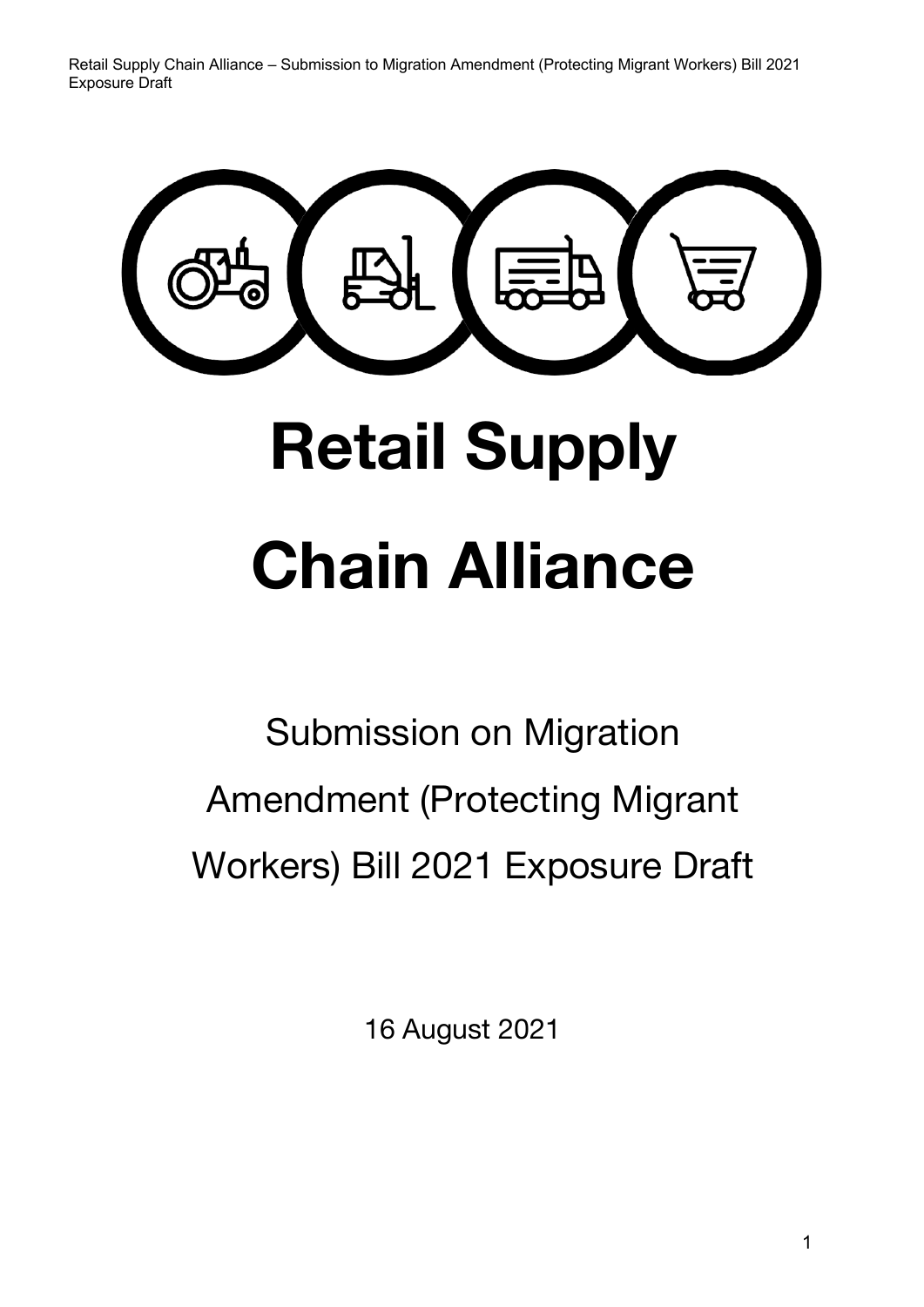# Retail Supply Chain Alliance

Submission on Migration Amendment (Protecting Migrant Workers) Bill 2021 Exposure Draft

16 August 2021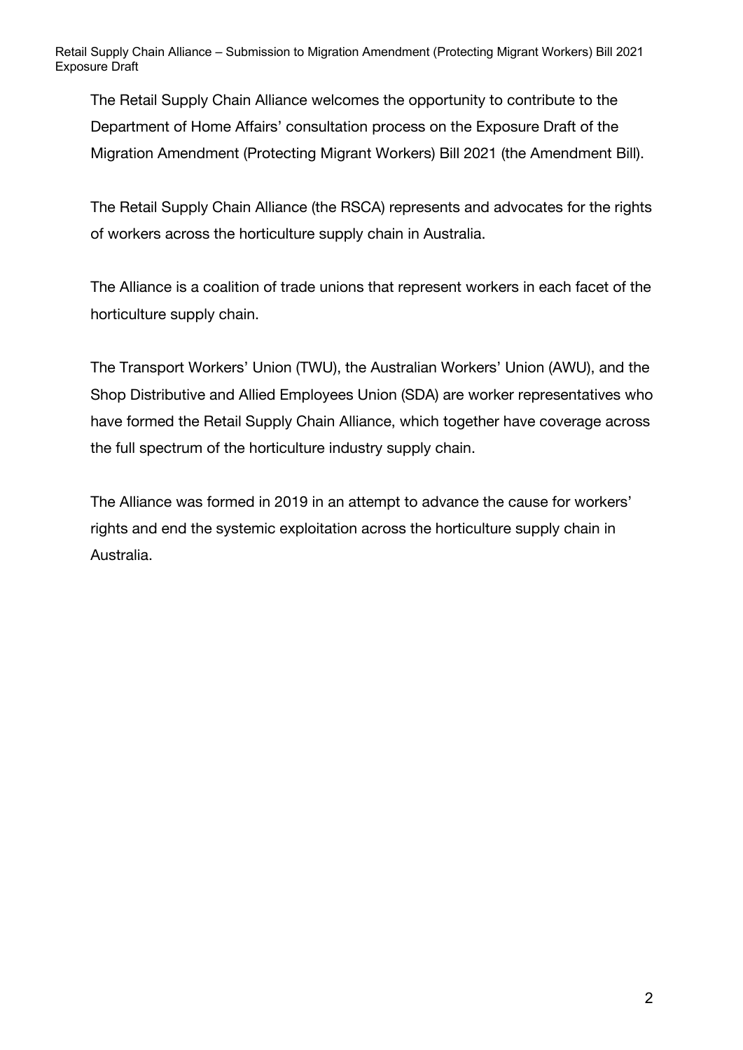The Retail Supply Chain Alliance welcomes the opportunity to contribute to the Department of Home Affairs' consultation process on the Exposure Draft of the Migration Amendment (Protecting Migrant Workers) Bill 2021 (the Amendment Bill).

The Retail Supply Chain Alliance (the RSCA) represents and advocates for the rights of workers across the horticulture supply chain in Australia.

The Alliance is a coalition of trade unions that represent workers in each facet of the horticulture supply chain.

The Transport Workers' Union (TWU), the Australian Workers' Union (AWU), and the Shop Distributive and Allied Employees Union (SDA) are worker representatives who have formed the Retail Supply Chain Alliance, which together have coverage across the full spectrum of the horticulture industry supply chain.

The Alliance was formed in 2019 in an attempt to advance the cause for workers' rights and end the systemic exploitation across the horticulture supply chain in Australia.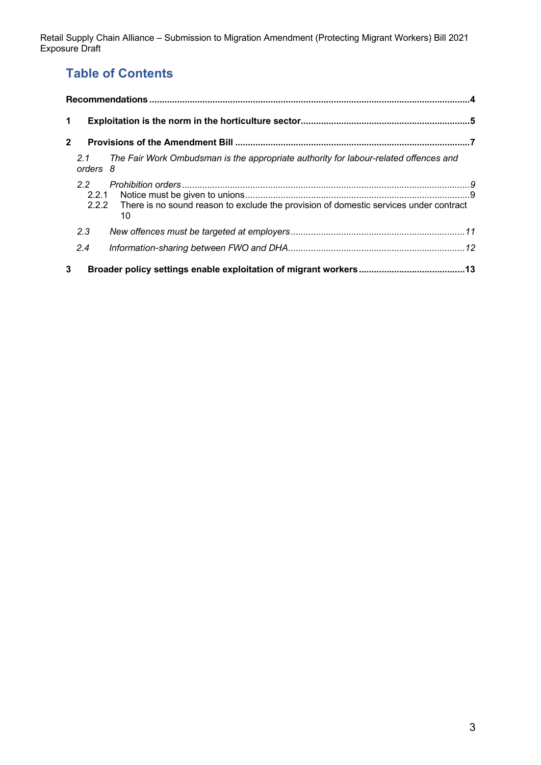# Table of Contents

**Recommendations** .....4

**1 Exploitation is the norm in the horticulture sector** .....5

**2 Provisions of the Amendment Bill** .....7

- *2.1 The Fair Work Ombudsman is the appropriate authority for labour-related offences and orders* 8
- *2.2 Prohibition orders* .....9
  - 2.2.1 Notice must be given to unions .....9
  - 2.2.2 There is no sound reason to exclude the provision of domestic services under contract 10
- *2.3 New offences must be targeted at employers* .....11
- *2.4 Information-sharing between FWO and DHA* .....12

**3 Broader policy settings enable exploitation of migrant workers** .....13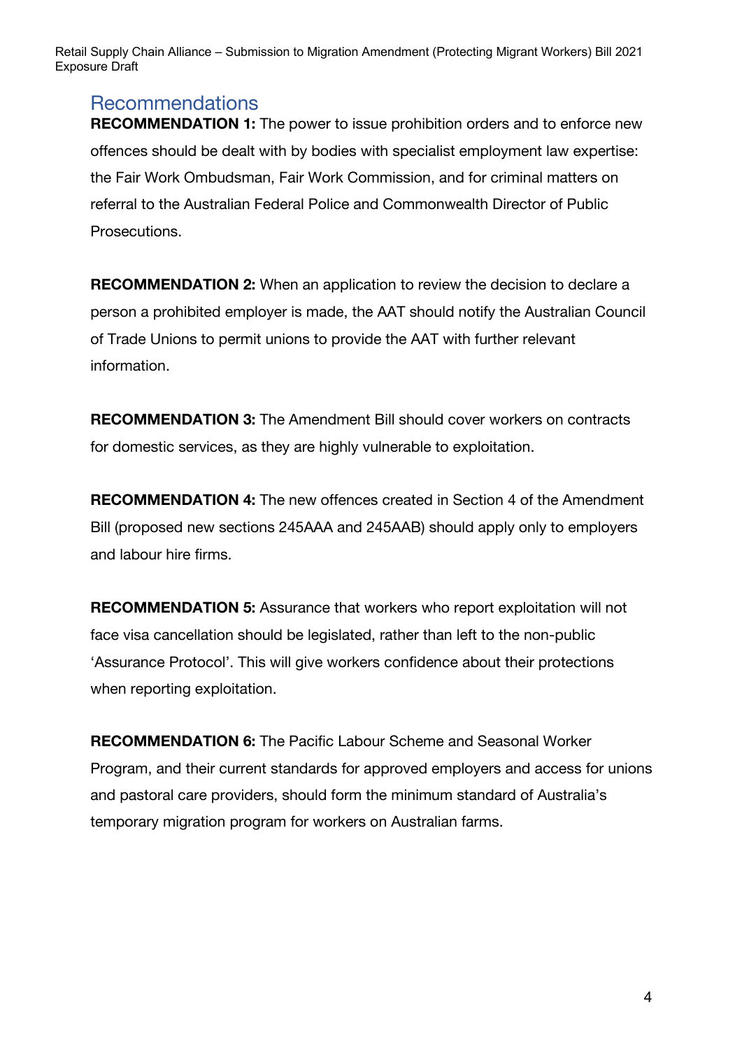## Recommendations

**RECOMMENDATION 1:** The power to issue prohibition orders and to enforce new offences should be dealt with by bodies with specialist employment law expertise: the Fair Work Ombudsman, Fair Work Commission, and for criminal matters on referral to the Australian Federal Police and Commonwealth Director of Public Prosecutions.

**RECOMMENDATION 2:** When an application to review the decision to declare a person a prohibited employer is made, the AAT should notify the Australian Council of Trade Unions to permit unions to provide the AAT with further relevant information.

**RECOMMENDATION 3:** The Amendment Bill should cover workers on contracts for domestic services, as they are highly vulnerable to exploitation.

**RECOMMENDATION 4:** The new offences created in Section 4 of the Amendment Bill (proposed new sections 245AAA and 245AAB) should apply only to employers and labour hire firms.

**RECOMMENDATION 5:** Assurance that workers who report exploitation will not face visa cancellation should be legislated, rather than left to the non-public 'Assurance Protocol'. This will give workers confidence about their protections when reporting exploitation.

**RECOMMENDATION 6:** The Pacific Labour Scheme and Seasonal Worker Program, and their current standards for approved employers and access for unions and pastoral care providers, should form the minimum standard of Australia's temporary migration program for workers on Australian farms.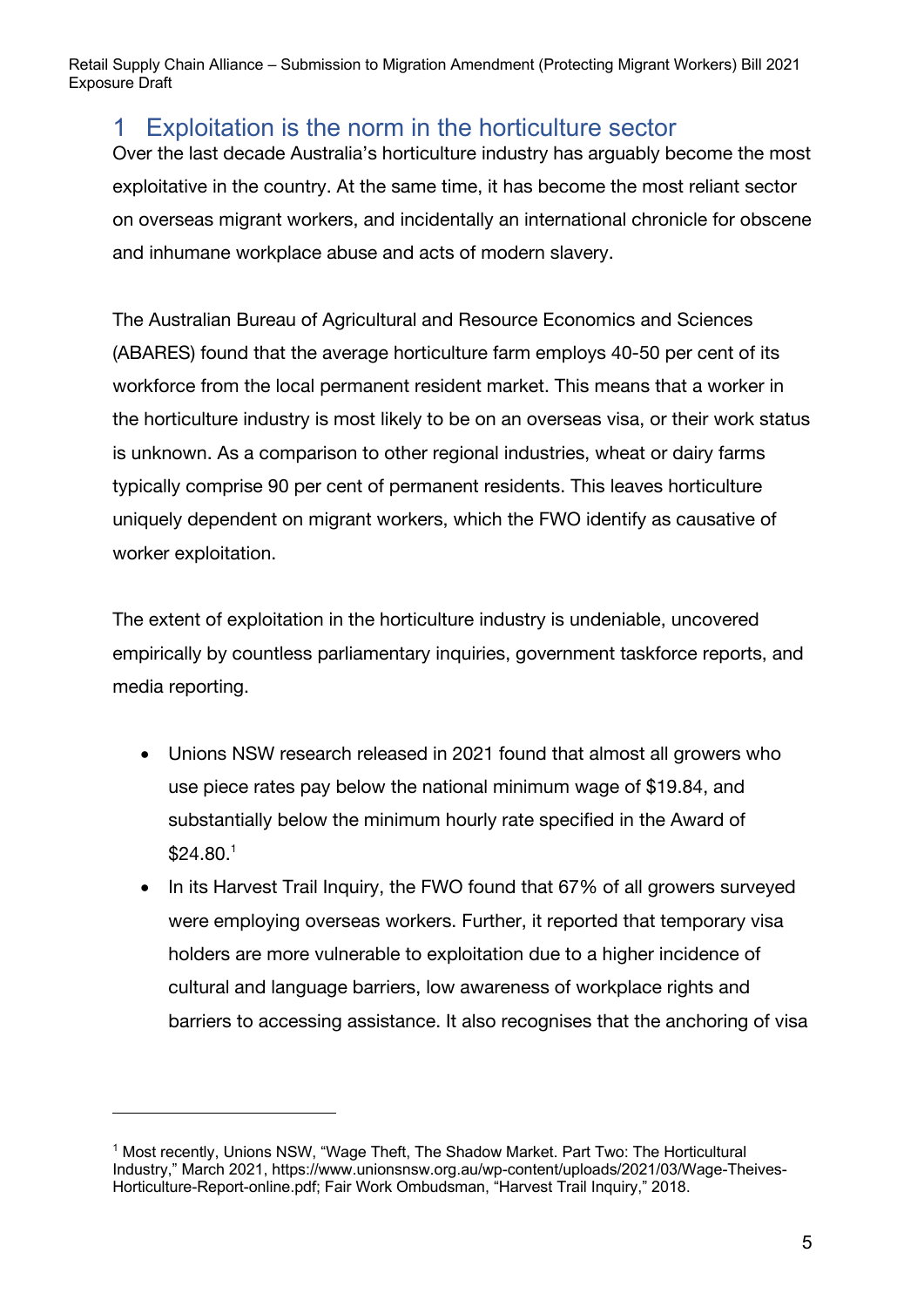## 1 Exploitation is the norm in the horticulture sector

Over the last decade Australia's horticulture industry has arguably become the most exploitative in the country. At the same time, it has become the most reliant sector on overseas migrant workers, and incidentally an international chronicle for obscene and inhumane workplace abuse and acts of modern slavery.

The Australian Bureau of Agricultural and Resource Economics and Sciences (ABARES) found that the average horticulture farm employs 40-50 per cent of its workforce from the local permanent resident market. This means that a worker in the horticulture industry is most likely to be on an overseas visa, or their work status is unknown. As a comparison to other regional industries, wheat or dairy farms typically comprise 90 per cent of permanent residents. This leaves horticulture uniquely dependent on migrant workers, which the FWO identify as causative of worker exploitation.

The extent of exploitation in the horticulture industry is undeniable, uncovered empirically by countless parliamentary inquiries, government taskforce reports, and media reporting.

- Unions NSW research released in 2021 found that almost all growers who use piece rates pay below the national minimum wage of $19.84, and substantially below the minimum hourly rate specified in the Award of $24.80.[1]
- In its Harvest Trail Inquiry, the FWO found that 67% of all growers surveyed were employing overseas workers. Further, it reported that temporary visa holders are more vulnerable to exploitation due to a higher incidence of cultural and language barriers, low awareness of workplace rights and barriers to accessing assistance. It also recognises that the anchoring of visa

---

[1] Most recently, Unions NSW, "Wage Theft, The Shadow Market. Part Two: The Horticultural Industry," March 2021, https://www.unionsnsw.org.au/wp-content/uploads/2021/03/Wage-Theives-Horticulture-Report-online.pdf; Fair Work Ombudsman, "Harvest Trail Inquiry," 2018.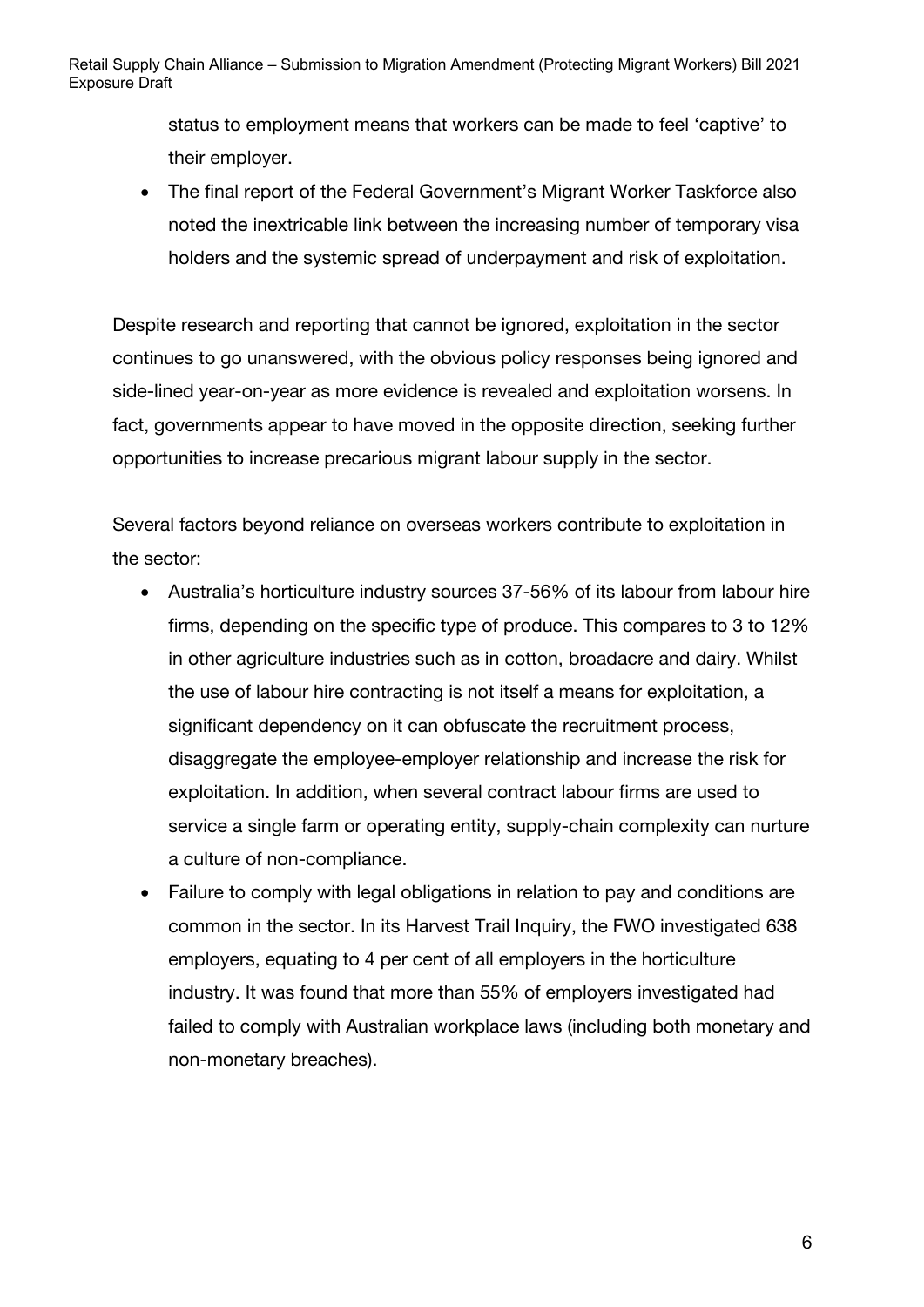status to employment means that workers can be made to feel 'captive' to their employer.

- The final report of the Federal Government's Migrant Worker Taskforce also noted the inextricable link between the increasing number of temporary visa holders and the systemic spread of underpayment and risk of exploitation.

Despite research and reporting that cannot be ignored, exploitation in the sector continues to go unanswered, with the obvious policy responses being ignored and side-lined year-on-year as more evidence is revealed and exploitation worsens. In fact, governments appear to have moved in the opposite direction, seeking further opportunities to increase precarious migrant labour supply in the sector.

Several factors beyond reliance on overseas workers contribute to exploitation in the sector:

- Australia's horticulture industry sources 37-56% of its labour from labour hire firms, depending on the specific type of produce. This compares to 3 to 12% in other agriculture industries such as in cotton, broadacre and dairy. Whilst the use of labour hire contracting is not itself a means for exploitation, a significant dependency on it can obfuscate the recruitment process, disaggregate the employee-employer relationship and increase the risk for exploitation. In addition, when several contract labour firms are used to service a single farm or operating entity, supply-chain complexity can nurture a culture of non-compliance.
- Failure to comply with legal obligations in relation to pay and conditions are common in the sector. In its Harvest Trail Inquiry, the FWO investigated 638 employers, equating to 4 per cent of all employers in the horticulture industry. It was found that more than 55% of employers investigated had failed to comply with Australian workplace laws (including both monetary and non-monetary breaches).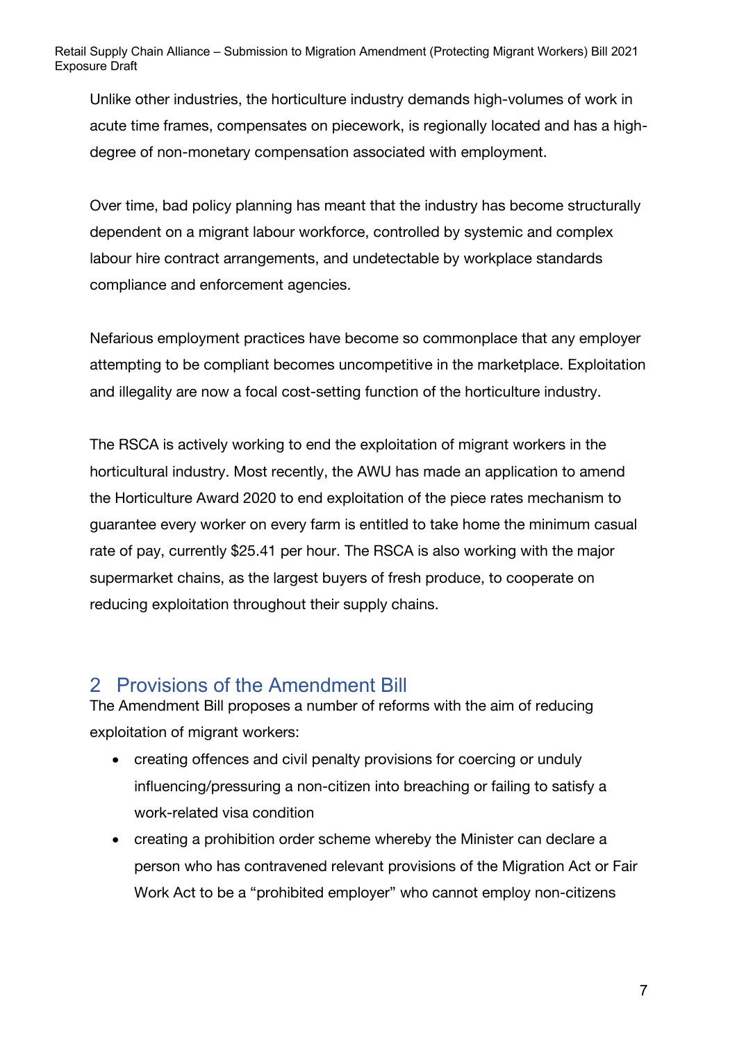Unlike other industries, the horticulture industry demands high-volumes of work in acute time frames, compensates on piecework, is regionally located and has a high-degree of non-monetary compensation associated with employment.

Over time, bad policy planning has meant that the industry has become structurally dependent on a migrant labour workforce, controlled by systemic and complex labour hire contract arrangements, and undetectable by workplace standards compliance and enforcement agencies.

Nefarious employment practices have become so commonplace that any employer attempting to be compliant becomes uncompetitive in the marketplace. Exploitation and illegality are now a focal cost-setting function of the horticulture industry.

The RSCA is actively working to end the exploitation of migrant workers in the horticultural industry. Most recently, the AWU has made an application to amend the Horticulture Award 2020 to end exploitation of the piece rates mechanism to guarantee every worker on every farm is entitled to take home the minimum casual rate of pay, currently $25.41 per hour. The RSCA is also working with the major supermarket chains, as the largest buyers of fresh produce, to cooperate on reducing exploitation throughout their supply chains.

## 2 Provisions of the Amendment Bill

The Amendment Bill proposes a number of reforms with the aim of reducing exploitation of migrant workers:

- creating offences and civil penalty provisions for coercing or unduly influencing/pressuring a non-citizen into breaching or failing to satisfy a work-related visa condition
- creating a prohibition order scheme whereby the Minister can declare a person who has contravened relevant provisions of the Migration Act or Fair Work Act to be a "prohibited employer" who cannot employ non-citizens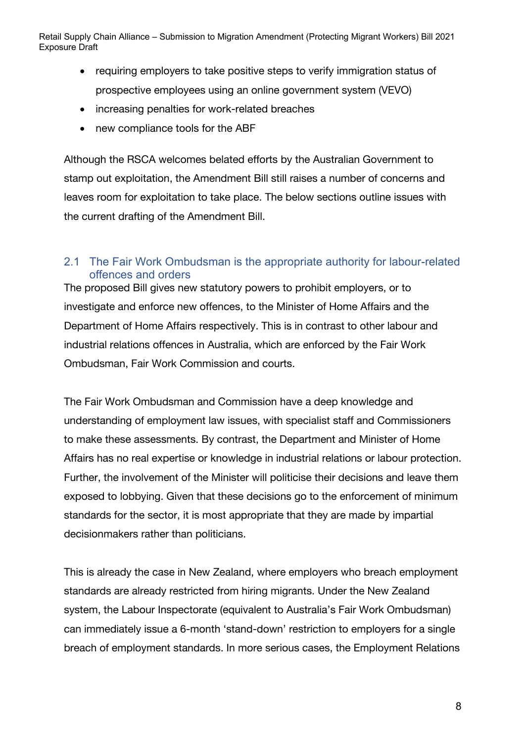- requiring employers to take positive steps to verify immigration status of prospective employees using an online government system (VEVO)
- increasing penalties for work-related breaches
- new compliance tools for the ABF

Although the RSCA welcomes belated efforts by the Australian Government to stamp out exploitation, the Amendment Bill still raises a number of concerns and leaves room for exploitation to take place. The below sections outline issues with the current drafting of the Amendment Bill.

## 2.1 The Fair Work Ombudsman is the appropriate authority for labour-related offences and orders

The proposed Bill gives new statutory powers to prohibit employers, or to investigate and enforce new offences, to the Minister of Home Affairs and the Department of Home Affairs respectively. This is in contrast to other labour and industrial relations offences in Australia, which are enforced by the Fair Work Ombudsman, Fair Work Commission and courts.

The Fair Work Ombudsman and Commission have a deep knowledge and understanding of employment law issues, with specialist staff and Commissioners to make these assessments. By contrast, the Department and Minister of Home Affairs has no real expertise or knowledge in industrial relations or labour protection. Further, the involvement of the Minister will politicise their decisions and leave them exposed to lobbying. Given that these decisions go to the enforcement of minimum standards for the sector, it is most appropriate that they are made by impartial decisionmakers rather than politicians.

This is already the case in New Zealand, where employers who breach employment standards are already restricted from hiring migrants. Under the New Zealand system, the Labour Inspectorate (equivalent to Australia's Fair Work Ombudsman) can immediately issue a 6-month 'stand-down' restriction to employers for a single breach of employment standards. In more serious cases, the Employment Relations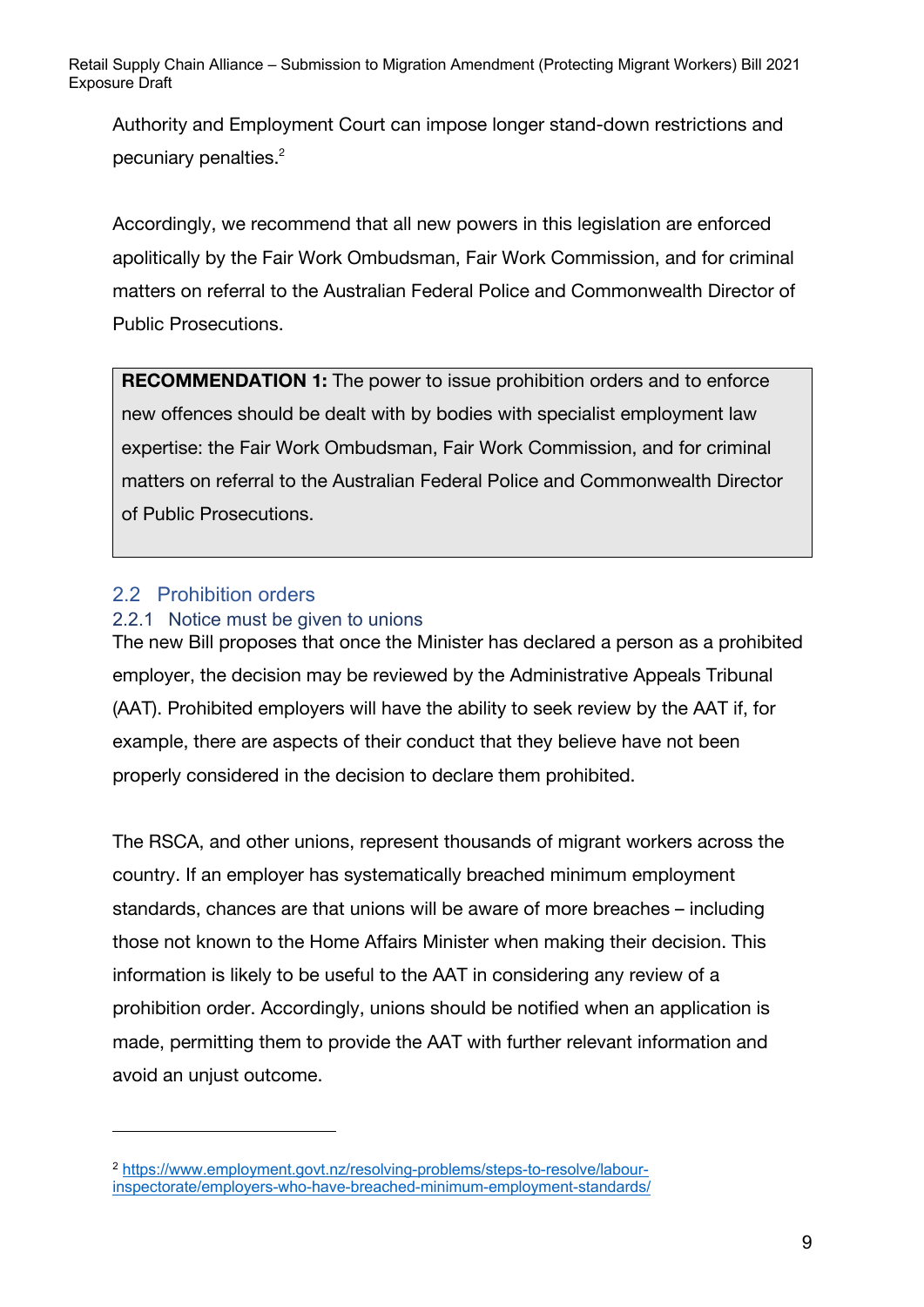Authority and Employment Court can impose longer stand-down restrictions and pecuniary penalties.[2]

Accordingly, we recommend that all new powers in this legislation are enforced apolitically by the Fair Work Ombudsman, Fair Work Commission, and for criminal matters on referral to the Australian Federal Police and Commonwealth Director of Public Prosecutions.

> **RECOMMENDATION 1:** The power to issue prohibition orders and to enforce new offences should be dealt with by bodies with specialist employment law expertise: the Fair Work Ombudsman, Fair Work Commission, and for criminal matters on referral to the Australian Federal Police and Commonwealth Director of Public Prosecutions.

## 2.2 Prohibition orders

### 2.2.1 Notice must be given to unions

The new Bill proposes that once the Minister has declared a person as a prohibited employer, the decision may be reviewed by the Administrative Appeals Tribunal (AAT). Prohibited employers will have the ability to seek review by the AAT if, for example, there are aspects of their conduct that they believe have not been properly considered in the decision to declare them prohibited.

The RSCA, and other unions, represent thousands of migrant workers across the country. If an employer has systematically breached minimum employment standards, chances are that unions will be aware of more breaches – including those not known to the Home Affairs Minister when making their decision. This information is likely to be useful to the AAT in considering any review of a prohibition order. Accordingly, unions should be notified when an application is made, permitting them to provide the AAT with further relevant information and avoid an unjust outcome.

---

[2] https://www.employment.govt.nz/resolving-problems/steps-to-resolve/labour-inspectorate/employers-who-have-breached-minimum-employment-standards/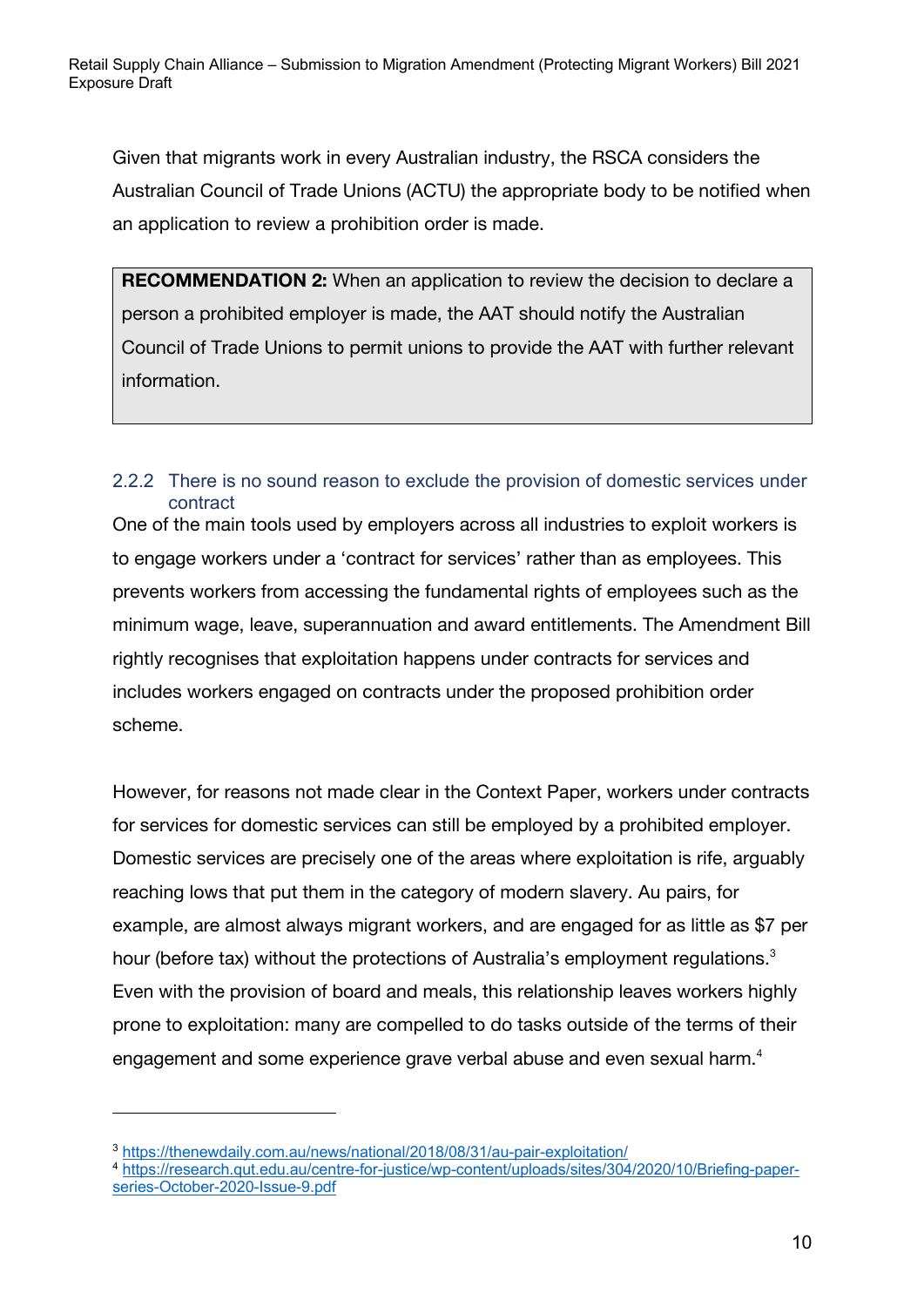Given that migrants work in every Australian industry, the RSCA considers the Australian Council of Trade Unions (ACTU) the appropriate body to be notified when an application to review a prohibition order is made.

> **RECOMMENDATION 2:** When an application to review the decision to declare a person a prohibited employer is made, the AAT should notify the Australian Council of Trade Unions to permit unions to provide the AAT with further relevant information.

### 2.2.2 There is no sound reason to exclude the provision of domestic services under contract

One of the main tools used by employers across all industries to exploit workers is to engage workers under a 'contract for services' rather than as employees. This prevents workers from accessing the fundamental rights of employees such as the minimum wage, leave, superannuation and award entitlements. The Amendment Bill rightly recognises that exploitation happens under contracts for services and includes workers engaged on contracts under the proposed prohibition order scheme.

However, for reasons not made clear in the Context Paper, workers under contracts for services for domestic services can still be employed by a prohibited employer. Domestic services are precisely one of the areas where exploitation is rife, arguably reaching lows that put them in the category of modern slavery. Au pairs, for example, are almost always migrant workers, and are engaged for as little as $7 per hour (before tax) without the protections of Australia's employment regulations.[3] Even with the provision of board and meals, this relationship leaves workers highly prone to exploitation: many are compelled to do tasks outside of the terms of their engagement and some experience grave verbal abuse and even sexual harm.[4]

---

[3] https://thenewdaily.com.au/news/national/2018/08/31/au-pair-exploitation/

[4] https://research.qut.edu.au/centre-for-justice/wp-content/uploads/sites/304/2020/10/Briefing-paper-series-October-2020-Issue-9.pdf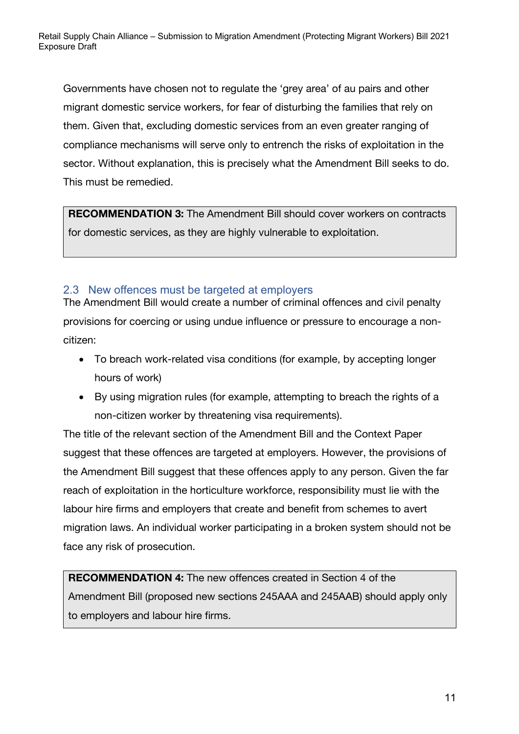Governments have chosen not to regulate the 'grey area' of au pairs and other migrant domestic service workers, for fear of disturbing the families that rely on them. Given that, excluding domestic services from an even greater ranging of compliance mechanisms will serve only to entrench the risks of exploitation in the sector. Without explanation, this is precisely what the Amendment Bill seeks to do. This must be remedied.

> **RECOMMENDATION 3:** The Amendment Bill should cover workers on contracts for domestic services, as they are highly vulnerable to exploitation.

## 2.3 New offences must be targeted at employers

The Amendment Bill would create a number of criminal offences and civil penalty provisions for coercing or using undue influence or pressure to encourage a non-citizen:

- To breach work-related visa conditions (for example, by accepting longer hours of work)
- By using migration rules (for example, attempting to breach the rights of a non-citizen worker by threatening visa requirements).

The title of the relevant section of the Amendment Bill and the Context Paper suggest that these offences are targeted at employers. However, the provisions of the Amendment Bill suggest that these offences apply to any person. Given the far reach of exploitation in the horticulture workforce, responsibility must lie with the labour hire firms and employers that create and benefit from schemes to avert migration laws. An individual worker participating in a broken system should not be face any risk of prosecution.

> **RECOMMENDATION 4:** The new offences created in Section 4 of the Amendment Bill (proposed new sections 245AAA and 245AAB) should apply only to employers and labour hire firms.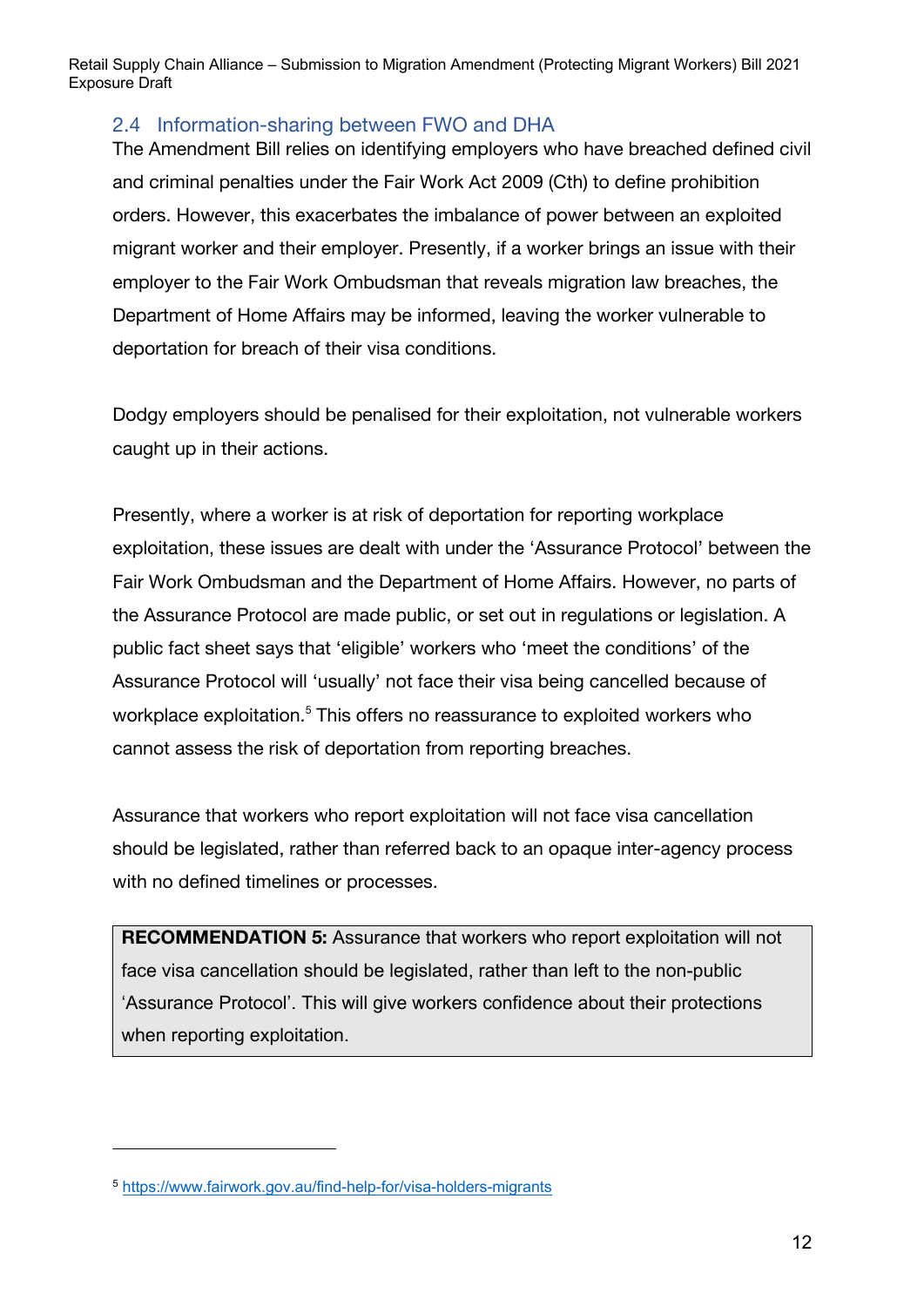## 2.4 Information-sharing between FWO and DHA

The Amendment Bill relies on identifying employers who have breached defined civil and criminal penalties under the Fair Work Act 2009 (Cth) to define prohibition orders. However, this exacerbates the imbalance of power between an exploited migrant worker and their employer. Presently, if a worker brings an issue with their employer to the Fair Work Ombudsman that reveals migration law breaches, the Department of Home Affairs may be informed, leaving the worker vulnerable to deportation for breach of their visa conditions.

Dodgy employers should be penalised for their exploitation, not vulnerable workers caught up in their actions.

Presently, where a worker is at risk of deportation for reporting workplace exploitation, these issues are dealt with under the 'Assurance Protocol' between the Fair Work Ombudsman and the Department of Home Affairs. However, no parts of the Assurance Protocol are made public, or set out in regulations or legislation. A public fact sheet says that 'eligible' workers who 'meet the conditions' of the Assurance Protocol will 'usually' not face their visa being cancelled because of workplace exploitation.[5] This offers no reassurance to exploited workers who cannot assess the risk of deportation from reporting breaches.

Assurance that workers who report exploitation will not face visa cancellation should be legislated, rather than referred back to an opaque inter-agency process with no defined timelines or processes.

> **RECOMMENDATION 5:** Assurance that workers who report exploitation will not face visa cancellation should be legislated, rather than left to the non-public 'Assurance Protocol'. This will give workers confidence about their protections when reporting exploitation.

---

[5] https://www.fairwork.gov.au/find-help-for/visa-holders-migrants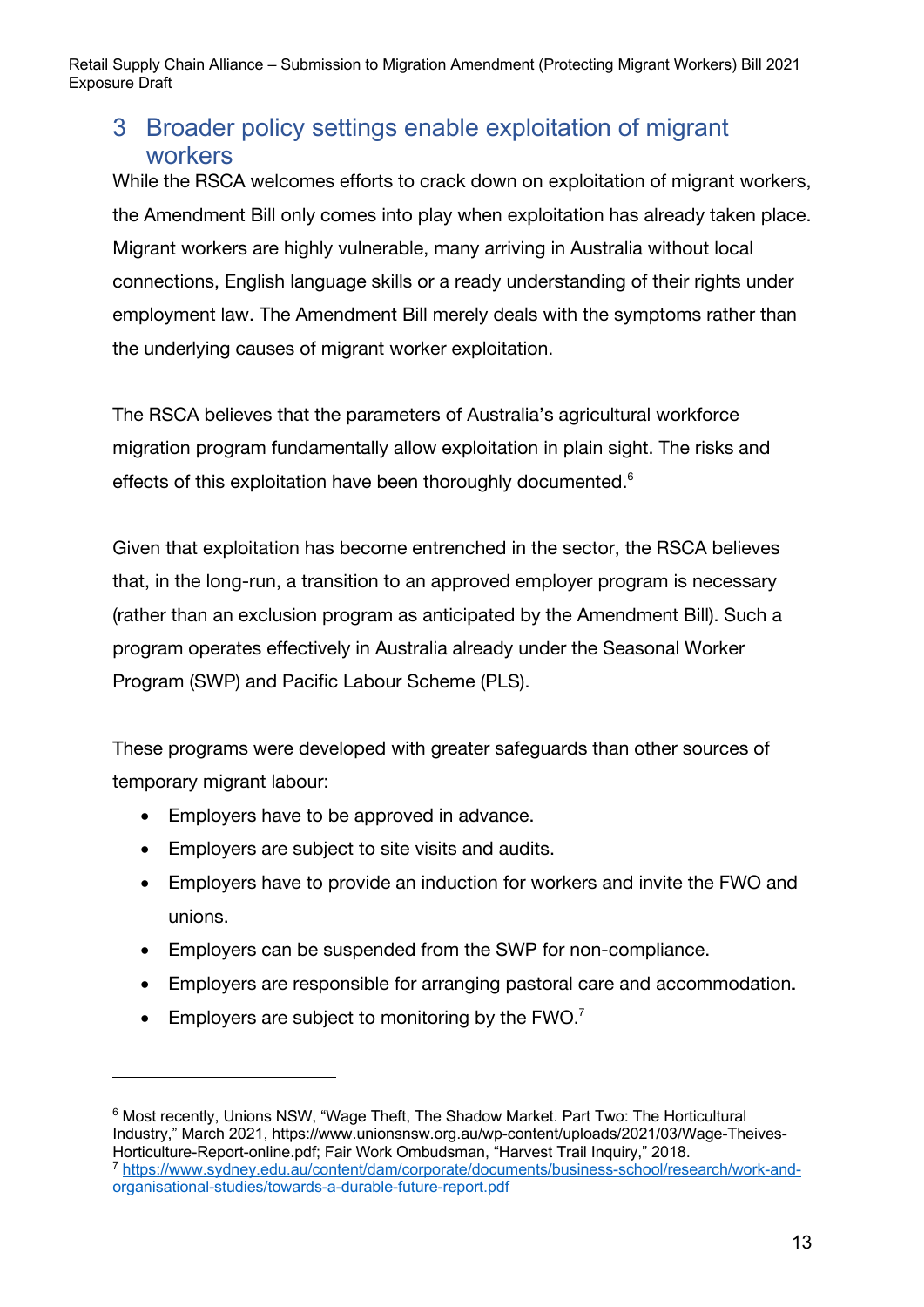## 3 Broader policy settings enable exploitation of migrant workers

While the RSCA welcomes efforts to crack down on exploitation of migrant workers, the Amendment Bill only comes into play when exploitation has already taken place. Migrant workers are highly vulnerable, many arriving in Australia without local connections, English language skills or a ready understanding of their rights under employment law. The Amendment Bill merely deals with the symptoms rather than the underlying causes of migrant worker exploitation.

The RSCA believes that the parameters of Australia's agricultural workforce migration program fundamentally allow exploitation in plain sight. The risks and effects of this exploitation have been thoroughly documented.[6]

Given that exploitation has become entrenched in the sector, the RSCA believes that, in the long-run, a transition to an approved employer program is necessary (rather than an exclusion program as anticipated by the Amendment Bill). Such a program operates effectively in Australia already under the Seasonal Worker Program (SWP) and Pacific Labour Scheme (PLS).

These programs were developed with greater safeguards than other sources of temporary migrant labour:

- Employers have to be approved in advance.
- Employers are subject to site visits and audits.
- Employers have to provide an induction for workers and invite the FWO and unions.
- Employers can be suspended from the SWP for non-compliance.
- Employers are responsible for arranging pastoral care and accommodation.
- Employers are subject to monitoring by the FWO.[7]

---

[6] Most recently, Unions NSW, "Wage Theft, The Shadow Market. Part Two: The Horticultural Industry," March 2021, https://www.unionsnsw.org.au/wp-content/uploads/2021/03/Wage-Theives-Horticulture-Report-online.pdf; Fair Work Ombudsman, "Harvest Trail Inquiry," 2018.

[7] https://www.sydney.edu.au/content/dam/corporate/documents/business-school/research/work-and-organisational-studies/towards-a-durable-future-report.pdf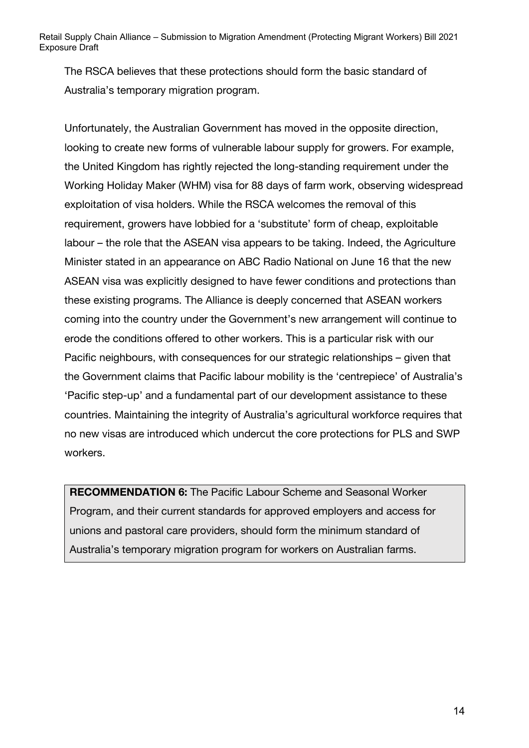The RSCA believes that these protections should form the basic standard of Australia's temporary migration program.

Unfortunately, the Australian Government has moved in the opposite direction, looking to create new forms of vulnerable labour supply for growers. For example, the United Kingdom has rightly rejected the long-standing requirement under the Working Holiday Maker (WHM) visa for 88 days of farm work, observing widespread exploitation of visa holders. While the RSCA welcomes the removal of this requirement, growers have lobbied for a 'substitute' form of cheap, exploitable labour – the role that the ASEAN visa appears to be taking. Indeed, the Agriculture Minister stated in an appearance on ABC Radio National on June 16 that the new ASEAN visa was explicitly designed to have fewer conditions and protections than these existing programs. The Alliance is deeply concerned that ASEAN workers coming into the country under the Government's new arrangement will continue to erode the conditions offered to other workers. This is a particular risk with our Pacific neighbours, with consequences for our strategic relationships – given that the Government claims that Pacific labour mobility is the 'centrepiece' of Australia's 'Pacific step-up' and a fundamental part of our development assistance to these countries. Maintaining the integrity of Australia's agricultural workforce requires that no new visas are introduced which undercut the core protections for PLS and SWP workers.

**RECOMMENDATION 6:** The Pacific Labour Scheme and Seasonal Worker Program, and their current standards for approved employers and access for unions and pastoral care providers, should form the minimum standard of Australia's temporary migration program for workers on Australian farms.